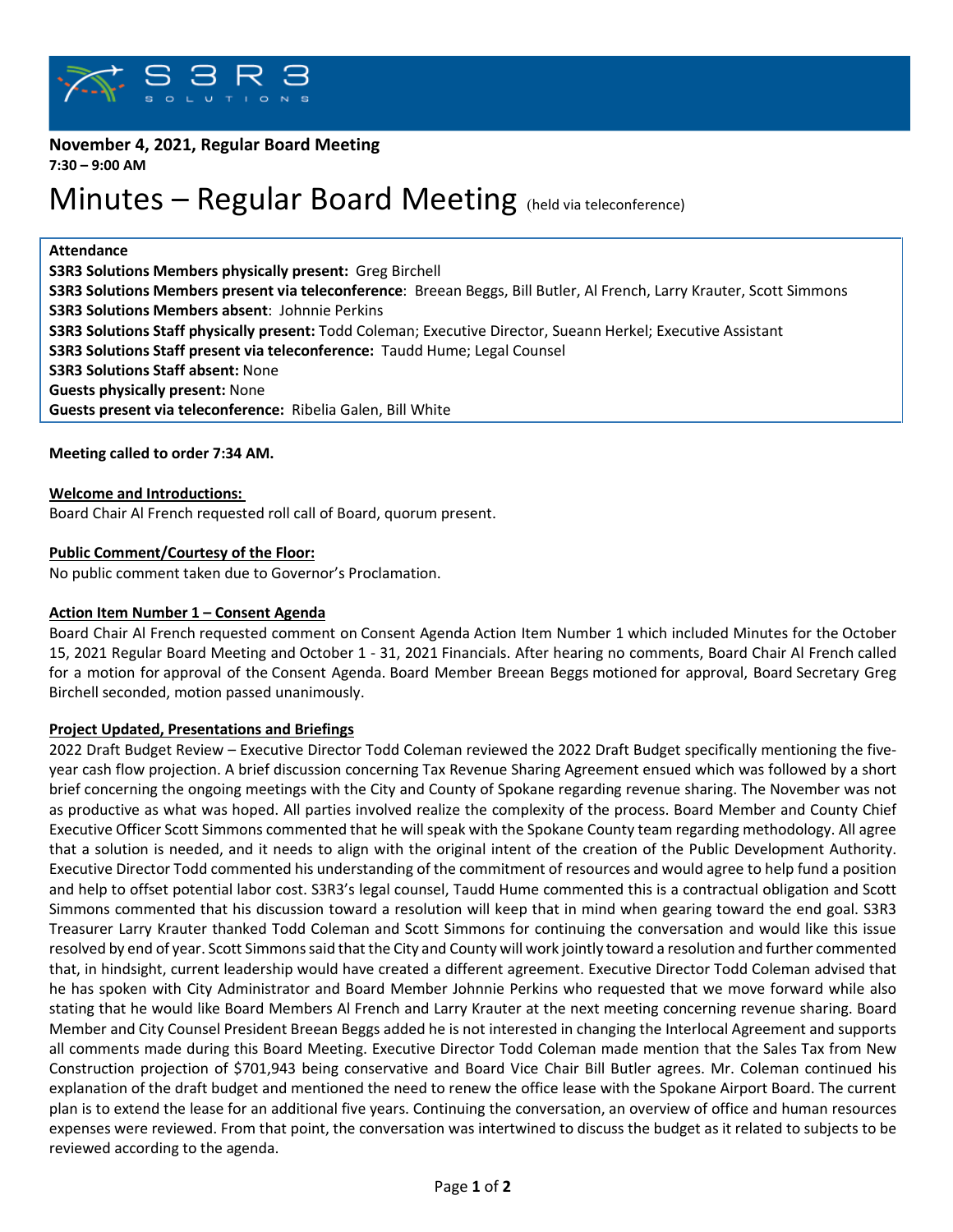**November 4, 2021, Regular Board Meeting**
**7:30 – 9:00 AM**

# Minutes – Regular Board Meeting (held via teleconference)

**Attendance**
**S3R3 Solutions Members physically present:** Greg Birchell
**S3R3 Solutions Members present via teleconference**: Breean Beggs, Bill Butler, Al French, Larry Krauter, Scott Simmons
**S3R3 Solutions Members absent**: Johnnie Perkins
**S3R3 Solutions Staff physically present:** Todd Coleman; Executive Director, Sueann Herkel; Executive Assistant
**S3R3 Solutions Staff present via teleconference:** Taudd Hume; Legal Counsel
**S3R3 Solutions Staff absent:** None
**Guests physically present:** None
**Guests present via teleconference:** Ribelia Galen, Bill White

**Meeting called to order 7:34 AM.**

**Welcome and Introductions:**
Board Chair Al French requested roll call of Board, quorum present.

**Public Comment/Courtesy of the Floor:**
No public comment taken due to Governor's Proclamation.

**Action Item Number 1 – Consent Agenda**
Board Chair Al French requested comment on Consent Agenda Action Item Number 1 which included Minutes for the October 15, 2021 Regular Board Meeting and October 1 - 31, 2021 Financials. After hearing no comments, Board Chair Al French called for a motion for approval of the Consent Agenda. Board Member Breean Beggs motioned for approval, Board Secretary Greg Birchell seconded, motion passed unanimously.

**Project Updated, Presentations and Briefings**
2022 Draft Budget Review – Executive Director Todd Coleman reviewed the 2022 Draft Budget specifically mentioning the five-year cash flow projection. A brief discussion concerning Tax Revenue Sharing Agreement ensued which was followed by a short brief concerning the ongoing meetings with the City and County of Spokane regarding revenue sharing. The November was not as productive as what was hoped. All parties involved realize the complexity of the process. Board Member and County Chief Executive Officer Scott Simmons commented that he will speak with the Spokane County team regarding methodology. All agree that a solution is needed, and it needs to align with the original intent of the creation of the Public Development Authority. Executive Director Todd commented his understanding of the commitment of resources and would agree to help fund a position and help to offset potential labor cost. S3R3's legal counsel, Taudd Hume commented this is a contractual obligation and Scott Simmons commented that his discussion toward a resolution will keep that in mind when gearing toward the end goal. S3R3 Treasurer Larry Krauter thanked Todd Coleman and Scott Simmons for continuing the conversation and would like this issue resolved by end of year. Scott Simmons said that the City and County will work jointly toward a resolution and further commented that, in hindsight, current leadership would have created a different agreement. Executive Director Todd Coleman advised that he has spoken with City Administrator and Board Member Johnnie Perkins who requested that we move forward while also stating that he would like Board Members Al French and Larry Krauter at the next meeting concerning revenue sharing. Board Member and City Counsel President Breean Beggs added he is not interested in changing the Interlocal Agreement and supports all comments made during this Board Meeting. Executive Director Todd Coleman made mention that the Sales Tax from New Construction projection of $701,943 being conservative and Board Vice Chair Bill Butler agrees. Mr. Coleman continued his explanation of the draft budget and mentioned the need to renew the office lease with the Spokane Airport Board. The current plan is to extend the lease for an additional five years. Continuing the conversation, an overview of office and human resources expenses were reviewed. From that point, the conversation was intertwined to discuss the budget as it related to subjects to be reviewed according to the agenda.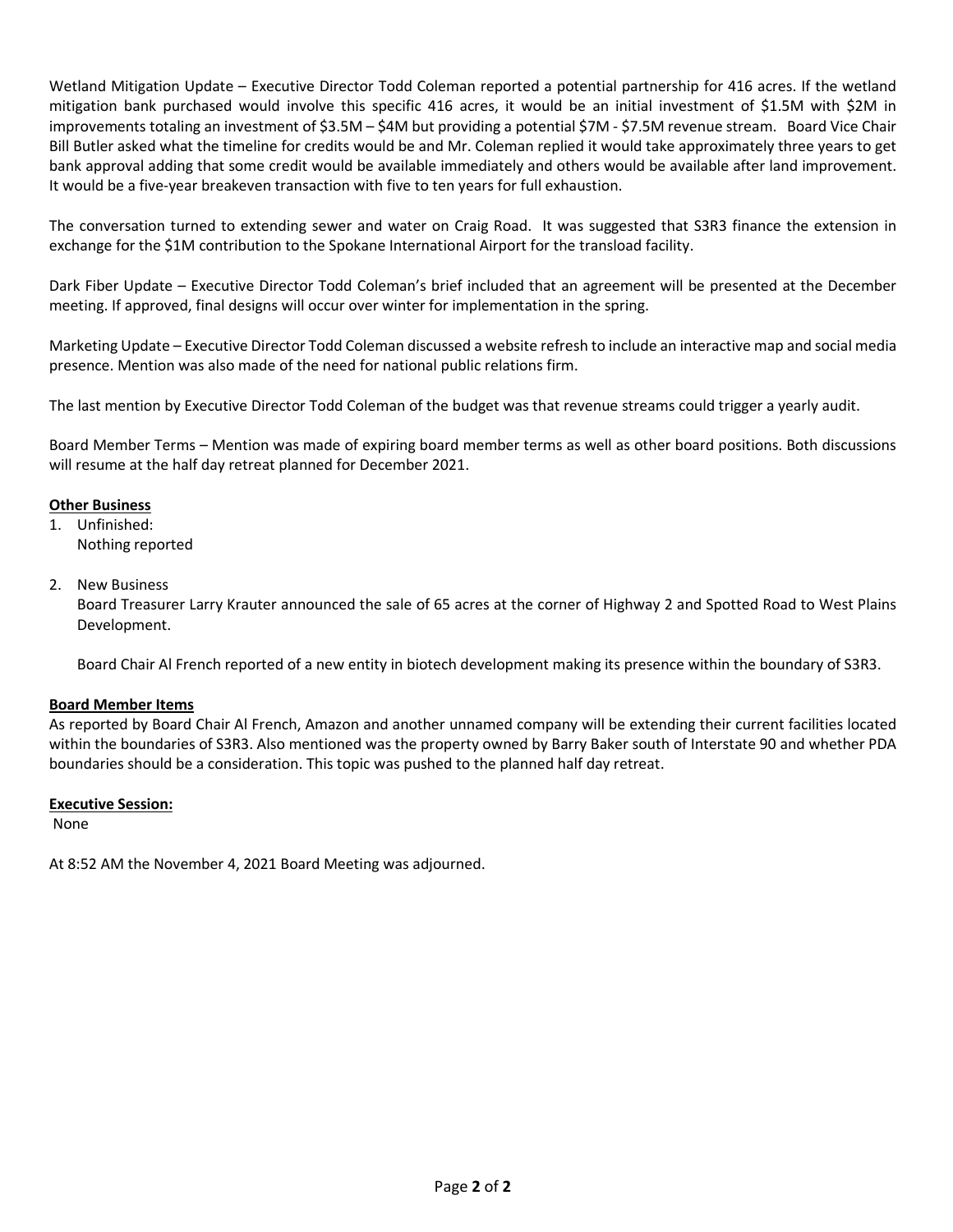Wetland Mitigation Update – Executive Director Todd Coleman reported a potential partnership for 416 acres. If the wetland mitigation bank purchased would involve this specific 416 acres, it would be an initial investment of $1.5M with $2M in improvements totaling an investment of $3.5M – $4M but providing a potential $7M - $7.5M revenue stream. Board Vice Chair Bill Butler asked what the timeline for credits would be and Mr. Coleman replied it would take approximately three years to get bank approval adding that some credit would be available immediately and others would be available after land improvement. It would be a five-year breakeven transaction with five to ten years for full exhaustion.

The conversation turned to extending sewer and water on Craig Road. It was suggested that S3R3 finance the extension in exchange for the $1M contribution to the Spokane International Airport for the transload facility.

Dark Fiber Update – Executive Director Todd Coleman's brief included that an agreement will be presented at the December meeting. If approved, final designs will occur over winter for implementation in the spring.

Marketing Update – Executive Director Todd Coleman discussed a website refresh to include an interactive map and social media presence. Mention was also made of the need for national public relations firm.

The last mention by Executive Director Todd Coleman of the budget was that revenue streams could trigger a yearly audit.

Board Member Terms – Mention was made of expiring board member terms as well as other board positions. Both discussions will resume at the half day retreat planned for December 2021.

**Other Business**

1. Unfinished:
   Nothing reported

2. New Business
   Board Treasurer Larry Krauter announced the sale of 65 acres at the corner of Highway 2 and Spotted Road to West Plains Development.

   Board Chair Al French reported of a new entity in biotech development making its presence within the boundary of S3R3.

**Board Member Items**

As reported by Board Chair Al French, Amazon and another unnamed company will be extending their current facilities located within the boundaries of S3R3. Also mentioned was the property owned by Barry Baker south of Interstate 90 and whether PDA boundaries should be a consideration. This topic was pushed to the planned half day retreat.

**Executive Session:**

None

At 8:52 AM the November 4, 2021 Board Meeting was adjourned.